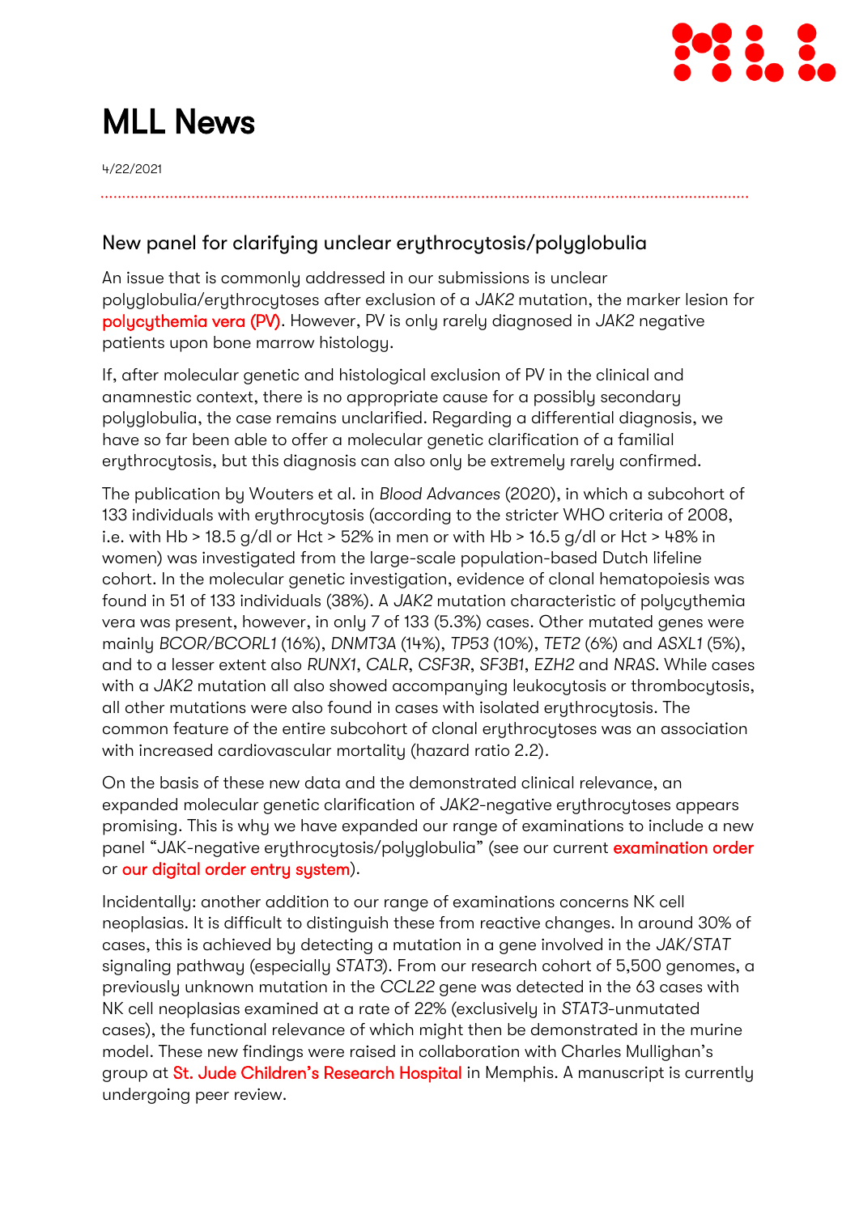# MLL News

4/22/2021

## New panel for clarifying unclear erythrocytosis/polyglobulia

An issue that is commonly addressed in our submissions is unclear polyglobulia/erythrocytoses after exclusion of a *JAK2* mutation, the marker lesion for polycythemia vera (PV). However, PV is only rarely diagnosed in *JAK2* negative patients upon bone marrow histology.

If, after molecular genetic and histological exclusion of PV in the clinical and anamnestic context, there is no appropriate cause for a possibly secondary polyglobulia, the case remains unclarified. Regarding a differential diagnosis, we have so far been able to offer a molecular genetic clarification of a familial erythrocytosis, but this diagnosis can also only be extremely rarely confirmed.

The publication by Wouters et al. in *Blood Advances* (2020), in which a subcohort of 133 individuals with erythrocytosis (according to the stricter WHO criteria of 2008, i.e. with Hb > 18.5 g/dl or Hct > 52% in men or with Hb > 16.5 g/dl or Hct > 48% in women) was investigated from the large-scale population-based Dutch lifeline cohort. In the molecular genetic investigation, evidence of clonal hematopoiesis was found in 51 of 133 individuals (38%). A *JAK2* mutation characteristic of polycythemia vera was present, however, in only 7 of 133 (5.3%) cases. Other mutated genes were mainly *BCOR/BCORL1* (16%), *DNMT3A* (14%), *TP53* (10%), *TET2* (6%) and *ASXL1* (5%), and to a lesser extent also *RUNX1*, *CALR*, *CSF3R*, *SF3B1*, *EZH2* and *NRAS*. While cases with a *JAK2* mutation all also showed accompanying leukocytosis or thrombocytosis, all other mutations were also found in cases with isolated erythrocytosis. The common feature of the entire subcohort of clonal erythrocytoses was an association with increased cardiovascular mortality (hazard ratio 2.2).

On the basis of these new data and the demonstrated clinical relevance, an expanded molecular genetic clarification of *JAK2*-negative erythrocytoses appears promising. This is why we have expanded our range of examinations to include a new panel "JAK-negative erythrocytosis/polyglobulia" (see our current examination order or our digital order entry system).

Incidentally: another addition to our range of examinations concerns NK cell neoplasias. It is difficult to distinguish these from reactive changes. In around 30% of cases, this is achieved by detecting a mutation in a gene involved in the *JAK/STAT* signaling pathway (especially *STAT3*). From our research cohort of 5,500 genomes, a previously unknown mutation in the *CCL22* gene was detected in the 63 cases with NK cell neoplasias examined at a rate of 22% (exclusively in *STAT3*-unmutated cases), the functional relevance of which might then be demonstrated in the murine model. These new findings were raised in collaboration with Charles Mullighan's group at St. Jude Children's Research Hospital in Memphis. A manuscript is currently undergoing peer review.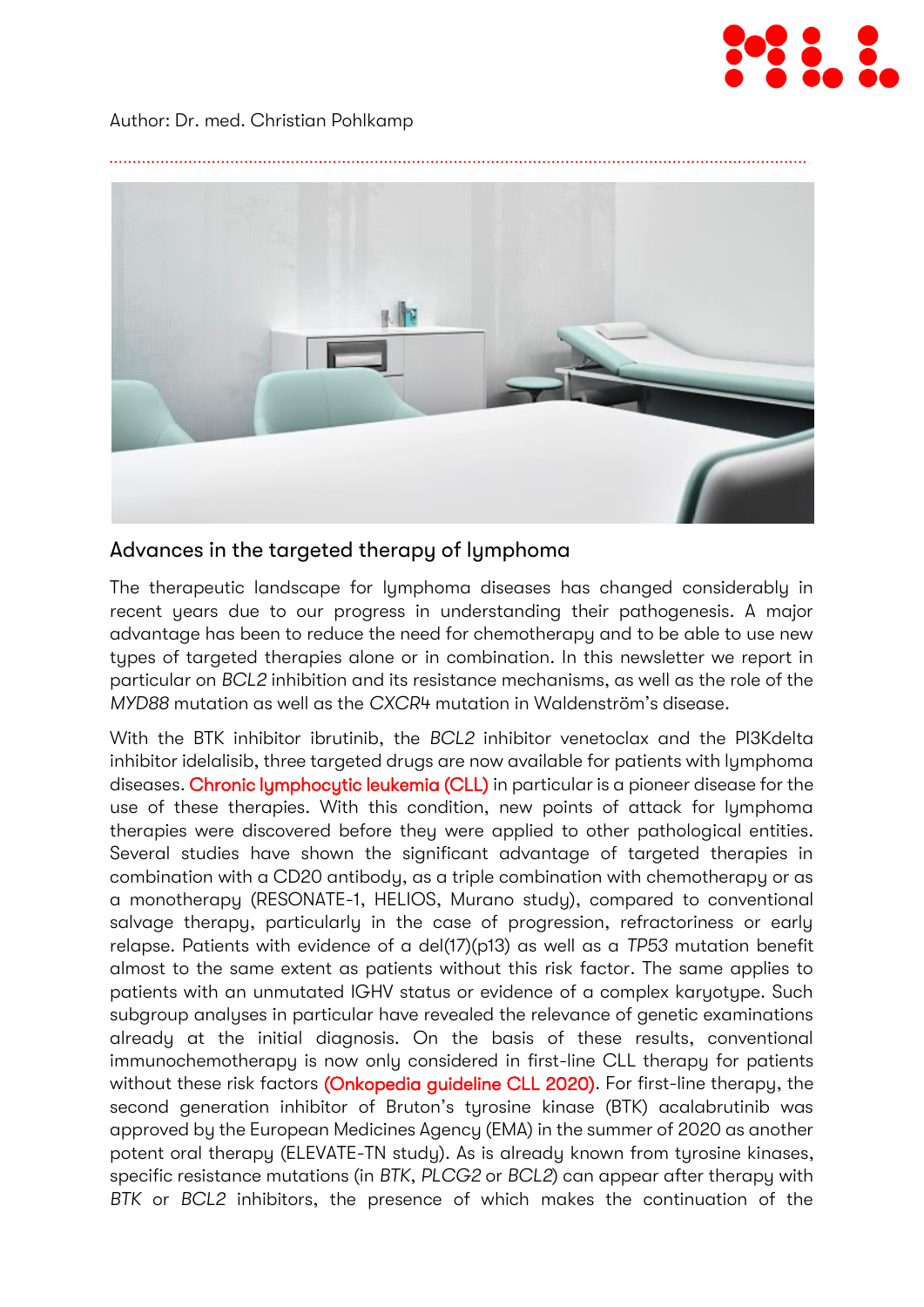Author: Dr. med. Christian Pohlkamp

## Advances in the targeted therapy of lymphoma

The therapeutic landscape for lymphoma diseases has changed considerably in recent years due to our progress in understanding their pathogenesis. A major advantage has been to reduce the need for chemotherapy and to be able to use new types of targeted therapies alone or in combination. In this newsletter we report in particular on *BCL2* inhibition and its resistance mechanisms, as well as the role of the *MYD88* mutation as well as the *CXCR4* mutation in Waldenström's disease.

With the BTK inhibitor ibrutinib, the *BCL2* inhibitor venetoclax and the PI3Kdelta inhibitor idelalisib, three targeted drugs are now available for patients with lymphoma diseases. Chronic lymphocytic leukemia (CLL) in particular is a pioneer disease for the use of these therapies. With this condition, new points of attack for lymphoma therapies were discovered before they were applied to other pathological entities. Several studies have shown the significant advantage of targeted therapies in combination with a CD20 antibody, as a triple combination with chemotherapy or as a monotherapy (RESONATE-1, HELIOS, Murano study), compared to conventional salvage therapy, particularly in the case of progression, refractoriness or early relapse. Patients with evidence of a del(17)(p13) as well as a *TP53* mutation benefit almost to the same extent as patients without this risk factor. The same applies to patients with an unmutated IGHV status or evidence of a complex karyotype. Such subgroup analyses in particular have revealed the relevance of genetic examinations already at the initial diagnosis. On the basis of these results, conventional immunochemotherapy is now only considered in first-line CLL therapy for patients without these risk factors (Onkopedia guideline CLL 2020). For first-line therapy, the second generation inhibitor of Bruton's tyrosine kinase (BTK) acalabrutinib was approved by the European Medicines Agency (EMA) in the summer of 2020 as another potent oral therapy (ELEVATE-TN study). As is already known from tyrosine kinases, specific resistance mutations (in *BTK*, *PLCG2* or *BCL2*) can appear after therapy with *BTK* or *BCL2* inhibitors, the presence of which makes the continuation of the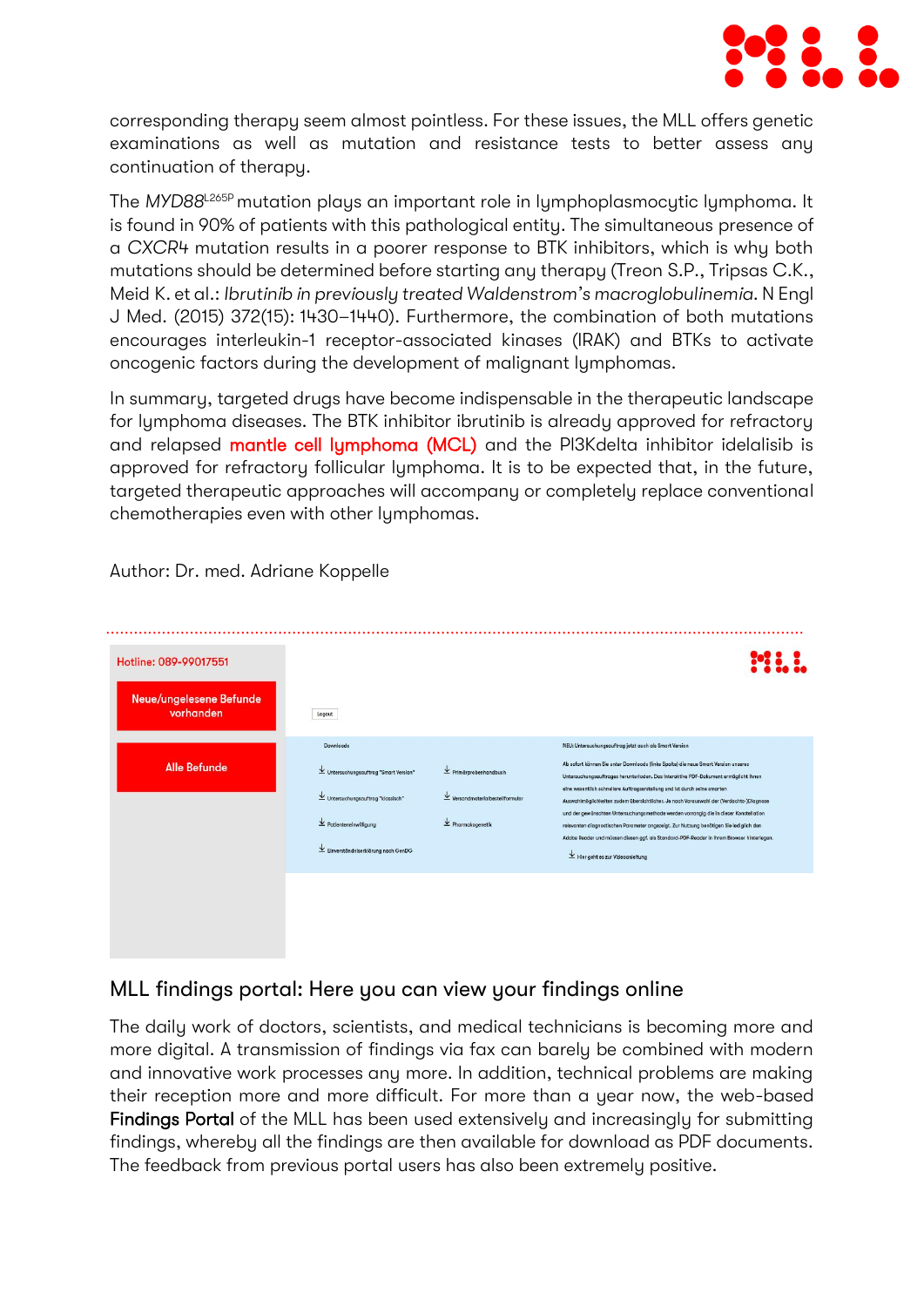corresponding therapy seem almost pointless. For these issues, the MLL offers genetic examinations as well as mutation and resistance tests to better assess any continuation of therapy.

The *MYD88*$^{L265P}$ mutation plays an important role in lymphoplasmocytic lymphoma. It is found in 90% of patients with this pathological entity. The simultaneous presence of a *CXCR4* mutation results in a poorer response to BTK inhibitors, which is why both mutations should be determined before starting any therapy (Treon S.P., Tripsas C.K., Meid K. et al.: *Ibrutinib in previously treated Waldenstrom's macroglobulinemia*. N Engl J Med. (2015) 372(15): 1430–1440). Furthermore, the combination of both mutations encourages interleukin-1 receptor-associated kinases (IRAK) and BTKs to activate oncogenic factors during the development of malignant lymphomas.

In summary, targeted drugs have become indispensable in the therapeutic landscape for lymphoma diseases. The BTK inhibitor ibrutinib is already approved for refractory and relapsed mantle cell lymphoma (MCL) and the PI3Kdelta inhibitor idelalisib is approved for refractory follicular lymphoma. It is to be expected that, in the future, targeted therapeutic approaches will accompany or completely replace conventional chemotherapies even with other lymphomas.

Author: Dr. med. Adriane Koppelle

## MLL findings portal: Here you can view your findings online

The daily work of doctors, scientists, and medical technicians is becoming more and more digital. A transmission of findings via fax can barely be combined with modern and innovative work processes any more. In addition, technical problems are making their reception more and more difficult. For more than a year now, the web-based **Findings Portal** of the MLL has been used extensively and increasingly for submitting findings, whereby all the findings are then available for download as PDF documents. The feedback from previous portal users has also been extremely positive.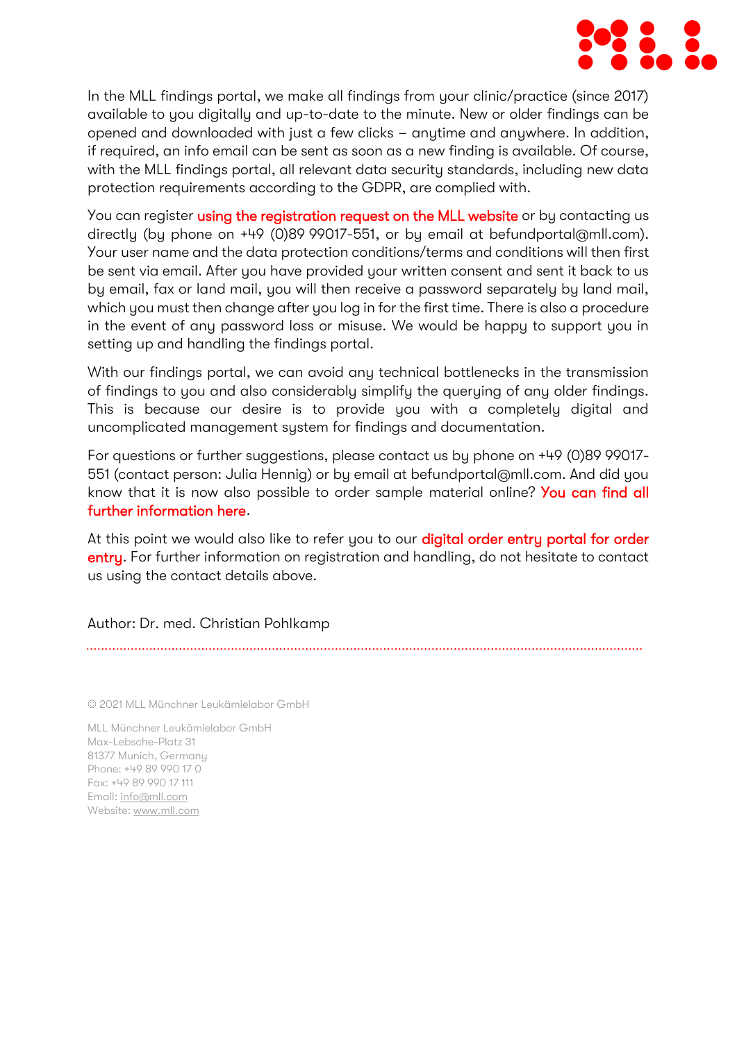In the MLL findings portal, we make all findings from your clinic/practice (since 2017) available to you digitally and up-to-date to the minute. New or older findings can be opened and downloaded with just a few clicks – anytime and anywhere. In addition, if required, an info email can be sent as soon as a new finding is available. Of course, with the MLL findings portal, all relevant data security standards, including new data protection requirements according to the GDPR, are complied with.

You can register using the registration request on the MLL website or by contacting us directly (by phone on +49 (0)89 99017-551, or by email at befundportal@mll.com). Your user name and the data protection conditions/terms and conditions will then first be sent via email. After you have provided your written consent and sent it back to us by email, fax or land mail, you will then receive a password separately by land mail, which you must then change after you log in for the first time. There is also a procedure in the event of any password loss or misuse. We would be happy to support you in setting up and handling the findings portal.

With our findings portal, we can avoid any technical bottlenecks in the transmission of findings to you and also considerably simplify the querying of any older findings. This is because our desire is to provide you with a completely digital and uncomplicated management system for findings and documentation.

For questions or further suggestions, please contact us by phone on +49 (0)89 99017-551 (contact person: Julia Hennig) or by email at befundportal@mll.com. And did you know that it is now also possible to order sample material online? You can find all further information here.

At this point we would also like to refer you to our digital order entry portal for order entry. For further information on registration and handling, do not hesitate to contact us using the contact details above.

Author: Dr. med. Christian Pohlkamp

© 2021 MLL Münchner Leukämielabor GmbH

MLL Münchner Leukämielabor GmbH
Max-Lebsche-Platz 31
81377 Munich, Germany
Phone: +49 89 990 17 0
Fax: +49 89 990 17 111
Email: info@mll.com
Website: www.mll.com